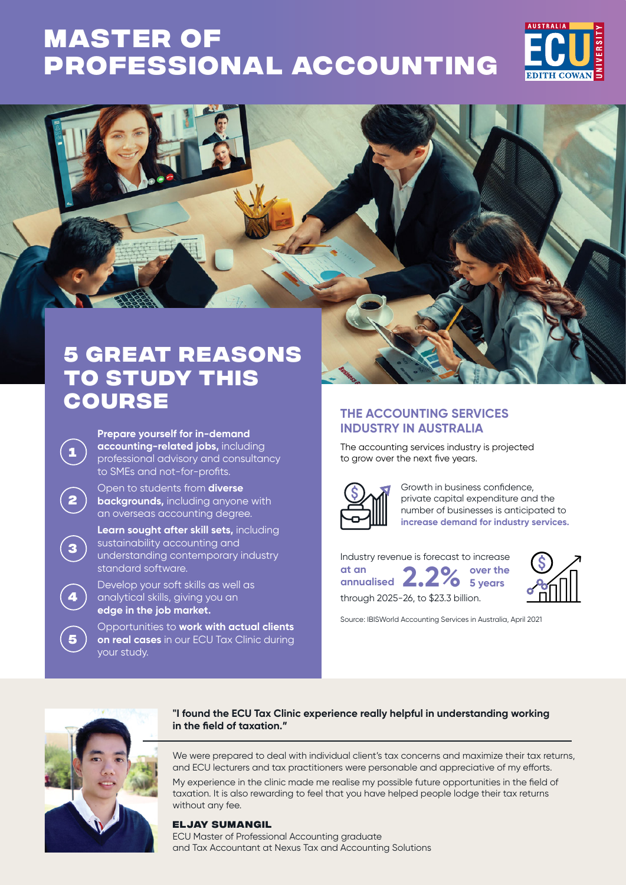# MASTER OF PROFESSIONAL ACCOUNTING

## 5 GREAT REASONS TO STUDY THIS COURSE

1. **Prepare yourself for in-demand accounting-related jobs,** including professional advisory and consultancy to SMEs and not-for-profits.
2. Open to students from **diverse backgrounds,** including anyone with an overseas accounting degree.
3. **Learn sought after skill sets,** including sustainability accounting and understanding contemporary industry standard software.
4. Develop your soft skills as well as analytical skills, giving you an **edge in the job market.**
5. Opportunities to **work with actual clients on real cases** in our ECU Tax Clinic during your study.

## THE ACCOUNTING SERVICES INDUSTRY IN AUSTRALIA

The accounting services industry is projected to grow over the next five years.

Growth in business confidence, private capital expenditure and the number of businesses is anticipated to **increase demand for industry services.**

Industry revenue is forecast to increase **at an annualised 2.2% over the 5 years** through 2025-26, to $23.3 billion.

Source: IBISWorld Accounting Services in Australia, April 2021

**"I found the ECU Tax Clinic experience really helpful in understanding working in the field of taxation."**

We were prepared to deal with individual client's tax concerns and maximize their tax returns, and ECU lecturers and tax practitioners were personable and appreciative of my efforts.

My experience in the clinic made me realise my possible future opportunities in the field of taxation. It is also rewarding to feel that you have helped people lodge their tax returns without any fee.

**ELJAY SUMANGIL**
ECU Master of Professional Accounting graduate
and Tax Accountant at Nexus Tax and Accounting Solutions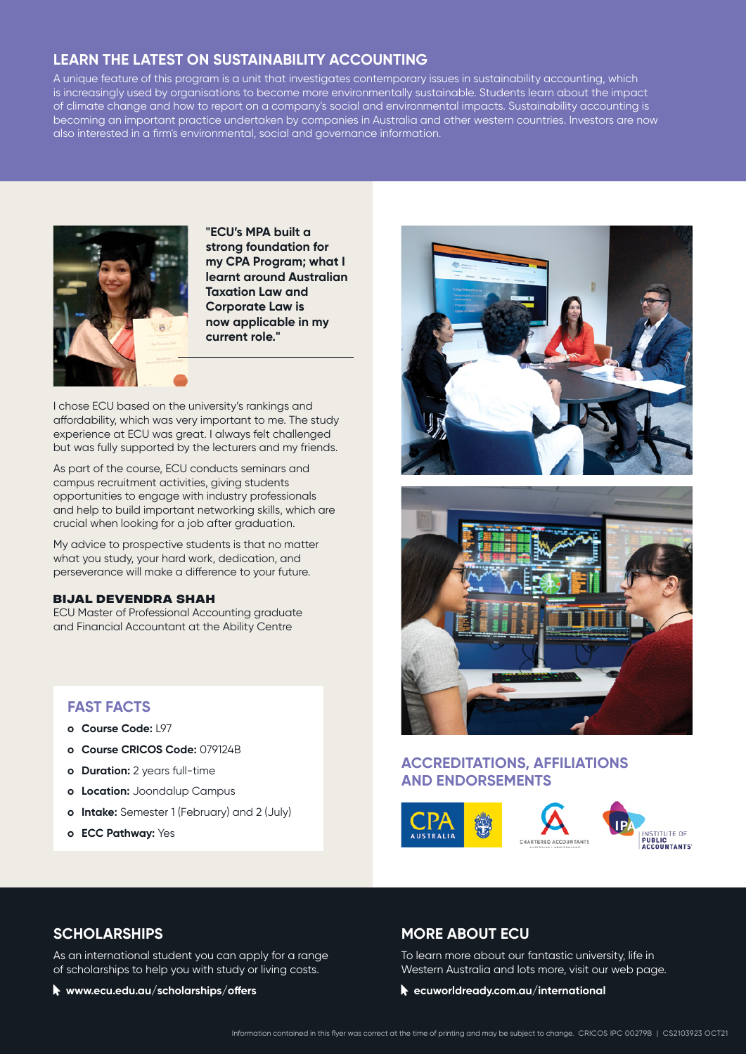## LEARN THE LATEST ON SUSTAINABILITY ACCOUNTING

A unique feature of this program is a unit that investigates contemporary issues in sustainability accounting, which is increasingly used by organisations to become more environmentally sustainable. Students learn about the impact of climate change and how to report on a company's social and environmental impacts. Sustainability accounting is becoming an important practice undertaken by companies in Australia and other western countries. Investors are now also interested in a firm's environmental, social and governance information.

**"ECU's MPA built a strong foundation for my CPA Program; what I learnt around Australian Taxation Law and Corporate Law is now applicable in my current role."**

I chose ECU based on the university's rankings and affordability, which was very important to me. The study experience at ECU was great. I always felt challenged but was fully supported by the lecturers and my friends.

As part of the course, ECU conducts seminars and campus recruitment activities, giving students opportunities to engage with industry professionals and help to build important networking skills, which are crucial when looking for a job after graduation.

My advice to prospective students is that no matter what you study, your hard work, dedication, and perseverance will make a difference to your future.

**BIJAL DEVENDRA SHAH**
ECU Master of Professional Accounting graduate and Financial Accountant at the Ability Centre

### FAST FACTS

- **Course Code:** L97
- **Course CRICOS Code:** 079124B
- **Duration:** 2 years full-time
- **Location:** Joondalup Campus
- **Intake:** Semester 1 (February) and 2 (July)
- **ECC Pathway:** Yes

### ACCREDITATIONS, AFFILIATIONS AND ENDORSEMENTS

CPA AUSTRALIA

CHARTERED ACCOUNTANTS AUSTRALIA + NEW ZEALAND

IPA INSTITUTE OF PUBLIC ACCOUNTANTS

## SCHOLARSHIPS

As an international student you can apply for a range of scholarships to help you with study or living costs.

**www.ecu.edu.au/scholarships/offers**

## MORE ABOUT ECU

To learn more about our fantastic university, life in Western Australia and lots more, visit our web page.

**ecuworldready.com.au/international**

Information contained in this flyer was correct at the time of printing and may be subject to change. CRICOS IPC 00279B | CS2103923 OCT21